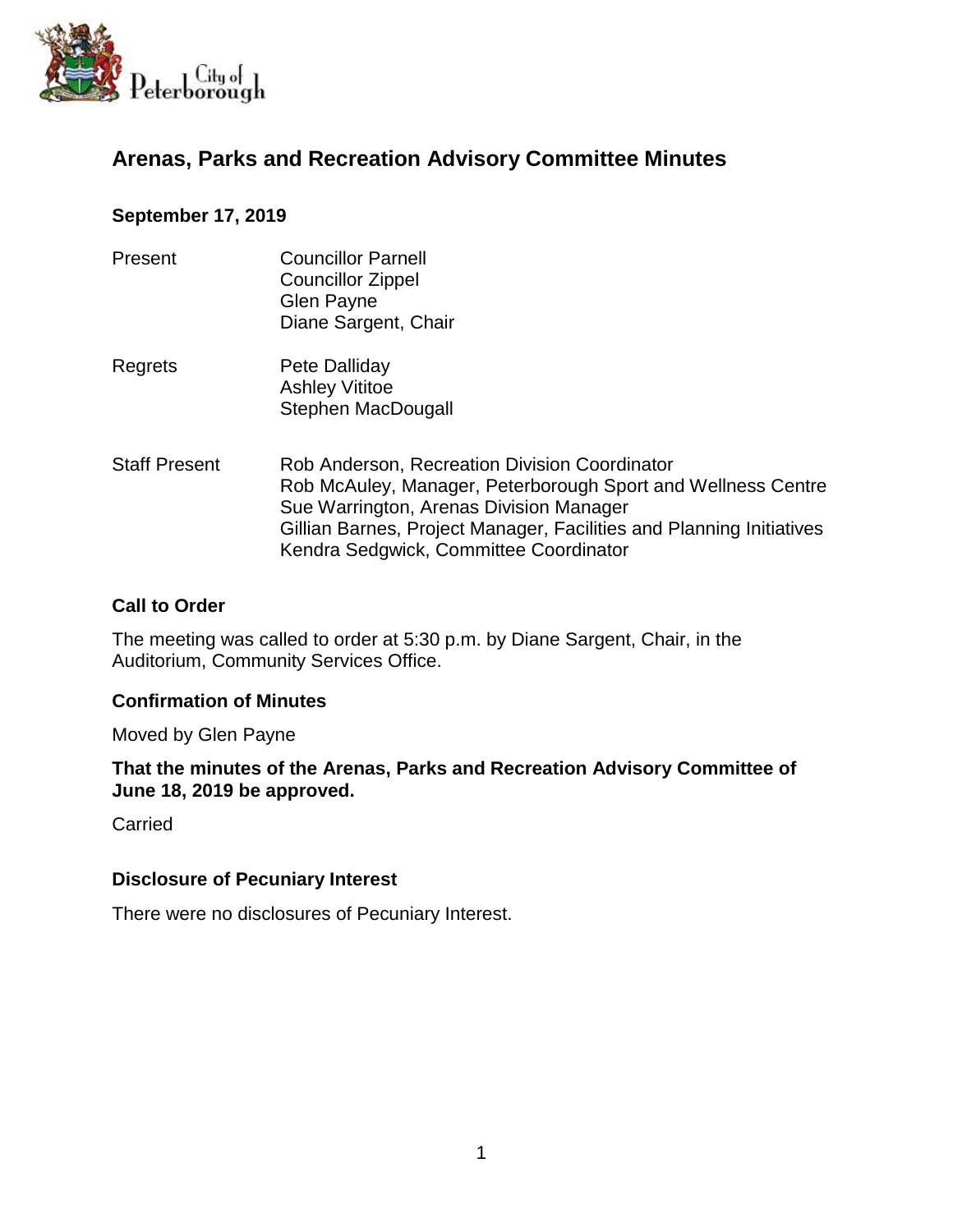City of Peterborough

# Arenas, Parks and Recreation Advisory Committee Minutes

**September 17, 2019**

| | |
|---|---|
| Present | Councillor Parnell<br>Councillor Zippel<br>Glen Payne<br>Diane Sargent, Chair |
| Regrets | Pete Dalliday<br>Ashley Vititoe<br>Stephen MacDougall |
| Staff Present | Rob Anderson, Recreation Division Coordinator<br>Rob McAuley, Manager, Peterborough Sport and Wellness Centre<br>Sue Warrington, Arenas Division Manager<br>Gillian Barnes, Project Manager, Facilities and Planning Initiatives<br>Kendra Sedgwick, Committee Coordinator |

### Call to Order

The meeting was called to order at 5:30 p.m. by Diane Sargent, Chair, in the Auditorium, Community Services Office.

### Confirmation of Minutes

Moved by Glen Payne

**That the minutes of the Arenas, Parks and Recreation Advisory Committee of June 18, 2019 be approved.**

Carried

### Disclosure of Pecuniary Interest

There were no disclosures of Pecuniary Interest.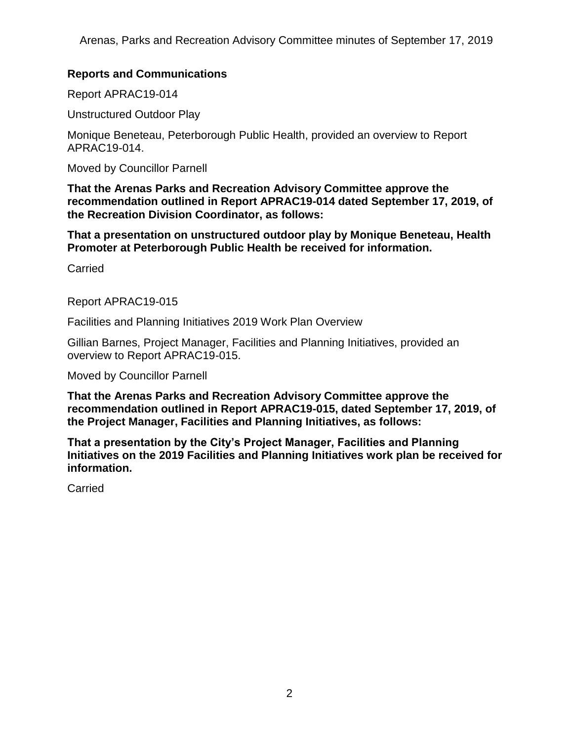## Reports and Communications

Report APRAC19-014

Unstructured Outdoor Play

Monique Beneteau, Peterborough Public Health, provided an overview to Report APRAC19-014.

Moved by Councillor Parnell

**That the Arenas Parks and Recreation Advisory Committee approve the recommendation outlined in Report APRAC19-014 dated September 17, 2019, of the Recreation Division Coordinator, as follows:**

**That a presentation on unstructured outdoor play by Monique Beneteau, Health Promoter at Peterborough Public Health be received for information.**

Carried

Report APRAC19-015

Facilities and Planning Initiatives 2019 Work Plan Overview

Gillian Barnes, Project Manager, Facilities and Planning Initiatives, provided an overview to Report APRAC19-015.

Moved by Councillor Parnell

**That the Arenas Parks and Recreation Advisory Committee approve the recommendation outlined in Report APRAC19-015, dated September 17, 2019, of the Project Manager, Facilities and Planning Initiatives, as follows:**

**That a presentation by the City's Project Manager, Facilities and Planning Initiatives on the 2019 Facilities and Planning Initiatives work plan be received for information.**

Carried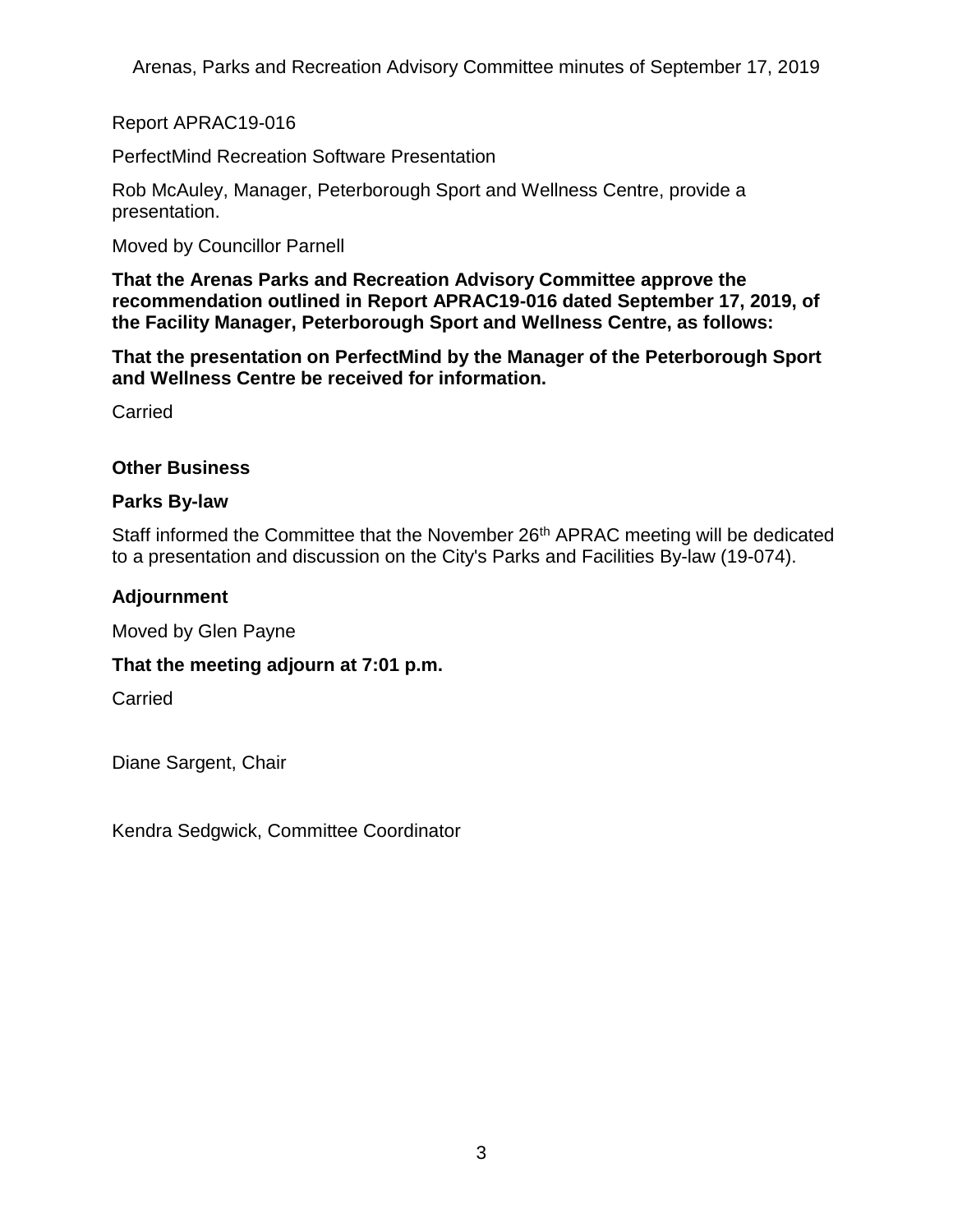Report APRAC19-016

PerfectMind Recreation Software Presentation

Rob McAuley, Manager, Peterborough Sport and Wellness Centre, provide a presentation.

Moved by Councillor Parnell

**That the Arenas Parks and Recreation Advisory Committee approve the recommendation outlined in Report APRAC19-016 dated September 17, 2019, of the Facility Manager, Peterborough Sport and Wellness Centre, as follows:**

**That the presentation on PerfectMind by the Manager of the Peterborough Sport and Wellness Centre be received for information.**

Carried

## Other Business

### Parks By-law

Staff informed the Committee that the November 26th APRAC meeting will be dedicated to a presentation and discussion on the City's Parks and Facilities By-law (19-074).

## Adjournment

Moved by Glen Payne

**That the meeting adjourn at 7:01 p.m.**

Carried

Diane Sargent, Chair

Kendra Sedgwick, Committee Coordinator